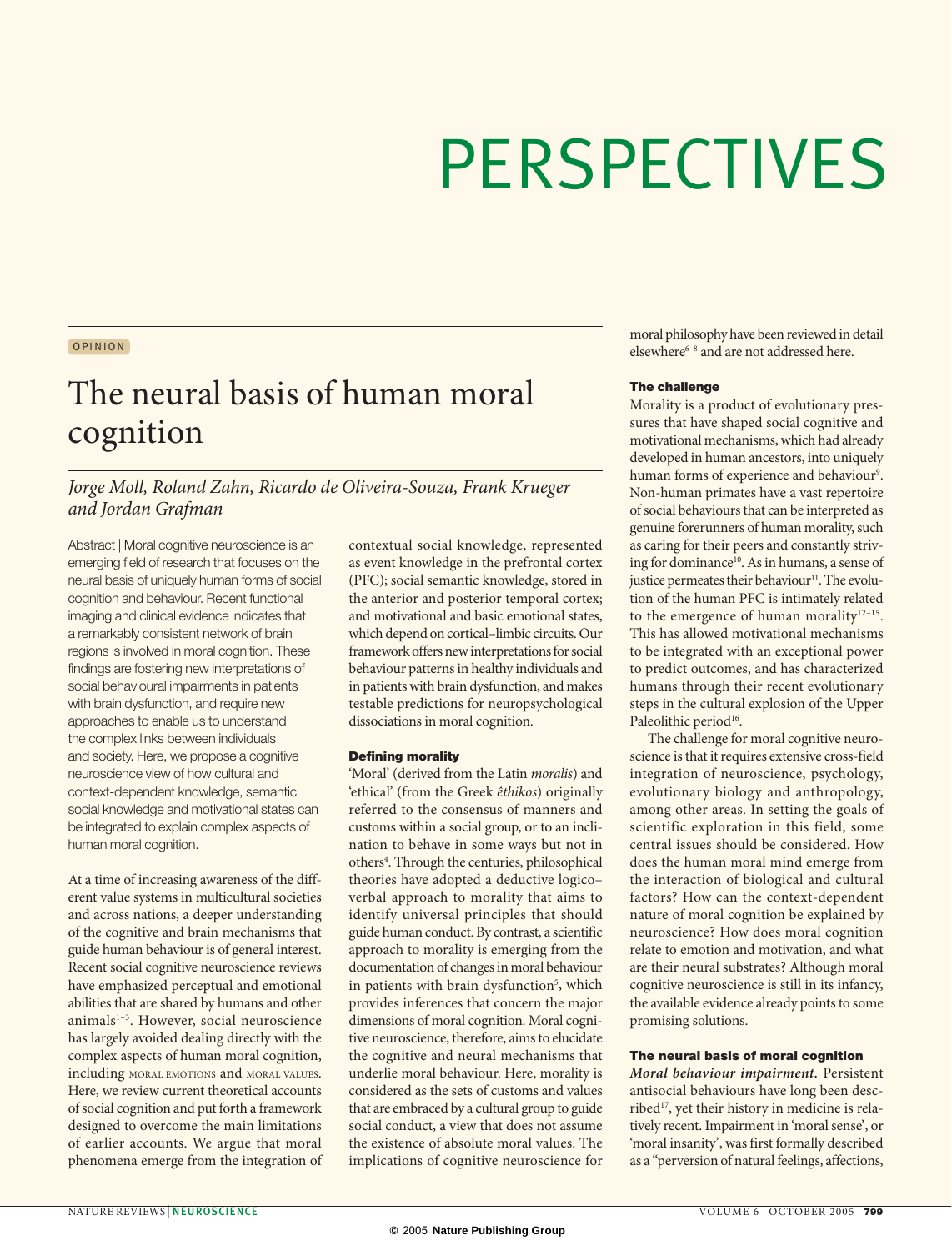# PERSPECTIVES

OPINION

# The neural basis of human moral cognition

*Jorge Moll, Roland Zahn, Ricardo de Oliveira-Souza, Frank Krueger and Jordan Grafman*

Abstract | Moral cognitive neuroscience is an emerging field of research that focuses on the neural basis of uniquely human forms of social cognition and behaviour. Recent functional imaging and clinical evidence indicates that a remarkably consistent network of brain regions is involved in moral cognition. These findings are fostering new interpretations of social behavioural impairments in patients with brain dysfunction, and require new approaches to enable us to understand the complex links between individuals and society. Here, we propose a cognitive neuroscience view of how cultural and context-dependent knowledge, semantic social knowledge and motivational states can be integrated to explain complex aspects of human moral cognition.

At a time of increasing awareness of the different value systems in multicultural societies and across nations, a deeper understanding of the cognitive and brain mechanisms that guide human behaviour is of general interest. Recent social cognitive neuroscience reviews have emphasized perceptual and emotional abilities that are shared by humans and other animals[1–3]. However, social neuroscience has largely avoided dealing directly with the complex aspects of human moral cognition, including MORAL EMOTIONS and MORAL VALUES. Here, we review current theoretical accounts of social cognition and put forth a framework designed to overcome the main limitations of earlier accounts. We argue that moral phenomena emerge from the integration of contextual social knowledge, represented as event knowledge in the prefrontal cortex (PFC); social semantic knowledge, stored in the anterior and posterior temporal cortex; and motivational and basic emotional states, which depend on cortical–limbic circuits. Our framework offers new interpretations for social behaviour patterns in healthy individuals and in patients with brain dysfunction, and makes testable predictions for neuropsychological dissociations in moral cognition.

### Defining morality

'Moral' (derived from the Latin *moralis*) and 'ethical' (from the Greek *êthikos*) originally referred to the consensus of manners and customs within a social group, or to an inclination to behave in some ways but not in others[4]. Through the centuries, philosophical theories have adopted a deductive logico–verbal approach to morality that aims to identify universal principles that should guide human conduct. By contrast, a scientific approach to morality is emerging from the documentation of changes in moral behaviour in patients with brain dysfunction[5], which provides inferences that concern the major dimensions of moral cognition. Moral cognitive neuroscience, therefore, aims to elucidate the cognitive and neural mechanisms that underlie moral behaviour. Here, morality is considered as the sets of customs and values that are embraced by a cultural group to guide social conduct, a view that does not assume the existence of absolute moral values. The implications of cognitive neuroscience for moral philosophy have been reviewed in detail elsewhere[6–8] and are not addressed here.

### The challenge

Morality is a product of evolutionary pressures that have shaped social cognitive and motivational mechanisms, which had already developed in human ancestors, into uniquely human forms of experience and behaviour[9]. Non-human primates have a vast repertoire of social behaviours that can be interpreted as genuine forerunners of human morality, such as caring for their peers and constantly striving for dominance[10]. As in humans, a sense of justice permeates their behaviour[11]. The evolution of the human PFC is intimately related to the emergence of human morality[12–15]. This has allowed motivational mechanisms to be integrated with an exceptional power to predict outcomes, and has characterized humans through their recent evolutionary steps in the cultural explosion of the Upper Paleolithic period[16].

The challenge for moral cognitive neuroscience is that it requires extensive cross-field integration of neuroscience, psychology, evolutionary biology and anthropology, among other areas. In setting the goals of scientific exploration in this field, some central issues should be considered. How does the human moral mind emerge from the interaction of biological and cultural factors? How can the context-dependent nature of moral cognition be explained by neuroscience? How does moral cognition relate to emotion and motivation, and what are their neural substrates? Although moral cognitive neuroscience is still in its infancy, the available evidence already points to some promising solutions.

### The neural basis of moral cognition

***Moral behaviour impairment.*** Persistent antisocial behaviours have long been described[17], yet their history in medicine is relatively recent. Impairment in 'moral sense', or 'moral insanity', was first formally described as a "perversion of natural feelings, affections,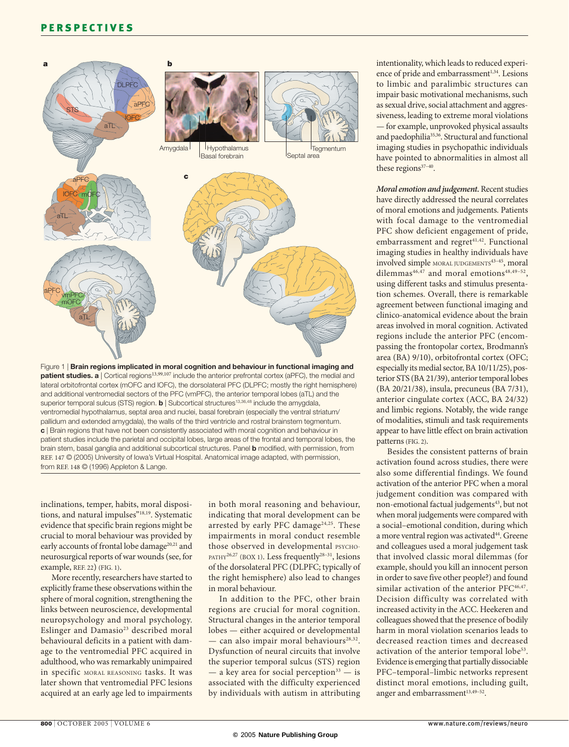Figure 1 | **Brain regions implicated in moral cognition and behaviour in functional imaging and patient studies. a** | Cortical regions[13,99,107] include the anterior prefrontal cortex (aPFC), the medial and lateral orbitofrontal cortex (mOFC and lOFC), the dorsolateral PFC (DLPFC; mostly the right hemisphere) and additional ventromedial sectors of the PFC (vmPFC), the anterior temporal lobes (aTL) and the superior temporal sulcus (STS) region. **b** | Subcortical structures[13,36,48] include the amygdala, ventromedial hypothalamus, septal area and nuclei, basal forebrain (especially the ventral striatum/pallidum and extended amygdala), the walls of the third ventricle and rostral brainstem tegmentum. **c** | Brain regions that have not been consistently associated with moral cognition and behaviour in patient studies include the parietal and occipital lobes, large areas of the frontal and temporal lobes, the brain stem, basal ganglia and additional subcortical structures. Panel **b** modified, with permission, from REF. 147 © (2005) University of Iowa's Virtual Hospital. Anatomical image adapted, with permission, from REF. 148 © (1996) Appleton & Lange.

inclinations, temper, habits, moral dispositions, and natural impulses"[18,19]. Systematic evidence that specific brain regions might be crucial to moral behaviour was provided by early accounts of frontal lobe damage[20,21] and neurosurgical reports of war wounds (see, for example, REF. 22) (FIG. 1).

More recently, researchers have started to explicitly frame these observations within the sphere of moral cognition, strengthening the links between neuroscience, developmental neuropsychology and moral psychology. Eslinger and Damasio[23] described moral behavioural deficits in a patient with damage to the ventromedial PFC acquired in adulthood, who was remarkably unimpaired in specific MORAL REASONING tasks. It was later shown that ventromedial PFC lesions acquired at an early age led to impairments in both moral reasoning and behaviour, indicating that moral development can be arrested by early PFC damage[24,25]. These impairments in moral conduct resemble those observed in developmental PSYCHOPATHY[26,27] (BOX 1). Less frequently[28–31], lesions of the dorsolateral PFC (DLPFC; typically of the right hemisphere) also lead to changes in moral behaviour.

In addition to the PFC, other brain regions are crucial for moral cognition. Structural changes in the anterior temporal lobes — either acquired or developmental — can also impair moral behaviours[28,32]. Dysfunction of neural circuits that involve the superior temporal sulcus (STS) region — a key area for social perception[33] — is associated with the difficulty experienced by individuals with autism in attributing intentionality, which leads to reduced experience of pride and embarrassment[1,34]. Lesions to limbic and paralimbic structures can impair basic motivational mechanisms, such as sexual drive, social attachment and aggressiveness, leading to extreme moral violations — for example, unprovoked physical assaults and paedophilia[35,36]. Structural and functional imaging studies in psychopathic individuals have pointed to abnormalities in almost all these regions[37–40].

***Moral emotion and judgement.*** Recent studies have directly addressed the neural correlates of moral emotions and judgements. Patients with focal damage to the ventromedial PFC show deficient engagement of pride, embarrassment and regret[41,42]. Functional imaging studies in healthy individuals have involved simple MORAL JUDGEMENTS[43–45], moral dilemmas[46,47] and moral emotions[48,49–52], using different tasks and stimulus presentation schemes. Overall, there is remarkable agreement between functional imaging and clinico-anatomical evidence about the brain areas involved in moral cognition. Activated regions include the anterior PFC (encompassing the frontopolar cortex, Brodmann's area (BA) 9/10), orbitofrontal cortex (OFC; especially its medial sector, BA 10/11/25), posterior STS (BA 21/39), anterior temporal lobes (BA 20/21/38), insula, precuneus (BA 7/31), anterior cingulate cortex (ACC, BA 24/32) and limbic regions. Notably, the wide range of modalities, stimuli and task requirements appear to have little effect on brain activation patterns (FIG. 2).

Besides the consistent patterns of brain activation found across studies, there were also some differential findings. We found activation of the anterior PFC when a moral judgement condition was compared with non-emotional factual judgements[43], but not when moral judgements were compared with a social–emotional condition, during which a more ventral region was activated[44]. Greene and colleagues used a moral judgement task that involved classic moral dilemmas (for example, should you kill an innocent person in order to save five other people?) and found similar activation of the anterior PFC[46,47]. Decision difficulty was correlated with increased activity in the ACC. Heekeren and colleagues showed that the presence of bodily harm in moral violation scenarios leads to decreased reaction times and decreased activation of the anterior temporal lobe[53]. Evidence is emerging that partially dissociable PFC–temporal–limbic networks represent distinct moral emotions, including guilt, anger and embarrassment[13,49–52].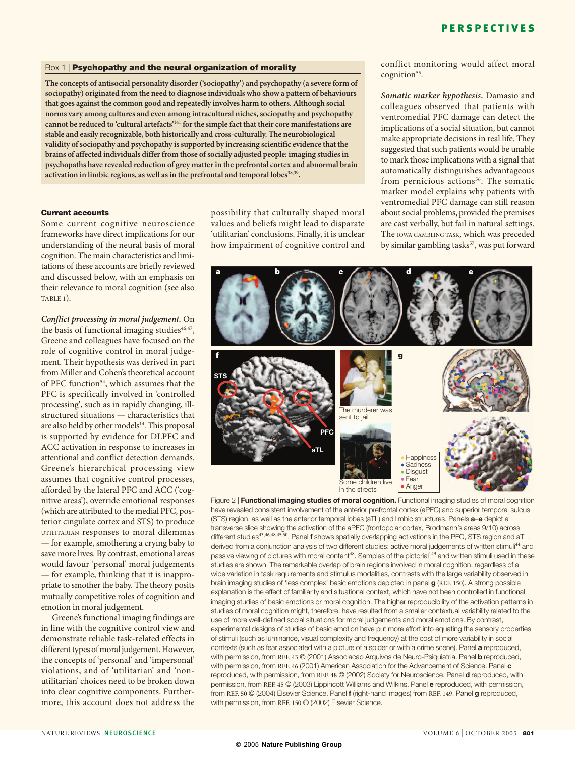### Box 1 | Psychopathy and the neural organization of morality

**The concepts of antisocial personality disorder ('sociopathy') and psychopathy (a severe form of sociopathy) originated from the need to diagnose individuals who show a pattern of behaviours that goes against the common good and repeatedly involves harm to others. Although social norms vary among cultures and even among intracultural niches, sociopathy and psychopathy cannot be reduced to 'cultural artefacts'[141] for the simple fact that their core manifestations are stable and easily recognizable, both historically and cross-culturally. The neurobiological validity of sociopathy and psychopathy is supported by increasing scientific evidence that the brains of affected individuals differ from those of socially adjusted people: imaging studies in psychopaths have revealed reduction of grey matter in the prefrontal cortex and abnormal brain activation in limbic regions, as well as in the prefrontal and temporal lobes[38,39].**

### Current accounts

Some current cognitive neuroscience frameworks have direct implications for our understanding of the neural basis of moral cognition. The main characteristics and limitations of these accounts are briefly reviewed and discussed below, with an emphasis on their relevance to moral cognition (see also TABLE 1).

*Conflict processing in moral judgement.* On the basis of functional imaging studies[46,47], Greene and colleagues have focused on the role of cognitive control in moral judgement. Their hypothesis was derived in part from Miller and Cohen's theoretical account of PFC function[54], which assumes that the PFC is specifically involved in 'controlled processing', such as in rapidly changing, ill-structured situations — characteristics that are also held by other models[14]. This proposal is supported by evidence for DLPFC and ACC activation in response to increases in attentional and conflict detection demands. Greene's hierarchical processing view assumes that cognitive control processes, afforded by the lateral PFC and ACC ('cognitive areas'), override emotional responses (which are attributed to the medial PFC, posterior cingulate cortex and STS) to produce UTILITARIAN responses to moral dilemmas — for example, smothering a crying baby to save more lives. By contrast, emotional areas would favour 'personal' moral judgements — for example, thinking that it is inappropriate to smother the baby. The theory posits mutually competitive roles of cognition and emotion in moral judgement.

Greene's functional imaging findings are in line with the cognitive control view and demonstrate reliable task-related effects in different types of moral judgement. However, the concepts of 'personal' and 'impersonal' violations, and of 'utilitarian' and 'non-utilitarian' choices need to be broken down into clear cognitive components. Furthermore, this account does not address the possibility that culturally shaped moral values and beliefs might lead to disparate 'utilitarian' conclusions. Finally, it is unclear how impairment of cognitive control and conflict monitoring would affect moral cognition[55].

*Somatic marker hypothesis.* Damasio and colleagues observed that patients with ventromedial PFC damage can detect the implications of a social situation, but cannot make appropriate decisions in real life. They suggested that such patients would be unable to mark those implications with a signal that automatically distinguishes advantageous from pernicious actions[56]. The somatic marker model explains why patients with ventromedial PFC damage can still reason about social problems, provided the premises are cast verbally, but fail in natural settings. The IOWA GAMBLING TASK, which was preceded by similar gambling tasks[57], was put forward

Figure 2 | **Functional imaging studies of moral cognition.** Functional imaging studies of moral cognition have revealed consistent involvement of the anterior prefrontal cortex (aPFC) and superior temporal sulcus (STS) region, as well as the anterior temporal lobes (aTL) and limbic structures. Panels **a–e** depict a transverse slice showing the activation of the aPFC (frontopolar cortex, Brodmann's areas 9/10) across different studies[43,46,48,45,50]. Panel **f** shows spatially overlapping activations in the PFC, STS region and aTL, derived from a conjunction analysis of two different studies: active moral judgements of written stimuli[44] and passive viewing of pictures with moral content[48]. Samples of the pictorial[149] and written stimuli used in these studies are shown. The remarkable overlap of brain regions involved in moral cognition, regardless of a wide variation in task requirements and stimulus modalities, contrasts with the large variability observed in brain imaging studies of 'less complex' basic emotions depicted in panel **g** (REF. 150). A strong possible explanation is the effect of familiarity and situational context, which have not been controlled in functional imaging studies of basic emotions or moral cognition. The higher reproducibility of the activation patterns in studies of moral cognition might, therefore, have resulted from a smaller contextual variability related to the use of more well-defined social situations for moral judgements and moral emotions. By contrast, experimental designs of studies of basic emotion have put more effort into equating the sensory properties of stimuli (such as luminance, visual complexity and frequency) at the cost of more variability in social contexts (such as fear associated with a picture of a spider or with a crime scene). Panel **a** reproduced, with permission, from REF. 43 © (2001) Associacao Arquivos de Neuro-Psiquiatria. Panel **b** reproduced, with permission, from REF. 46 (2001) American Association for the Advancement of Science. Panel **c** reproduced, with permission, from REF. 48 © (2002) Society for Neuroscience. Panel **d** reproduced, with permission, from REF. 45 © (2003) Lippincott Williams and Wilkins. Panel **e** reproduced, with permission, from REF. 50 © (2004) Elsevier Science. Panel **f** (right-hand images) from REF. 149. Panel **g** reproduced, with permission, from REF. 150 © (2002) Elsevier Science.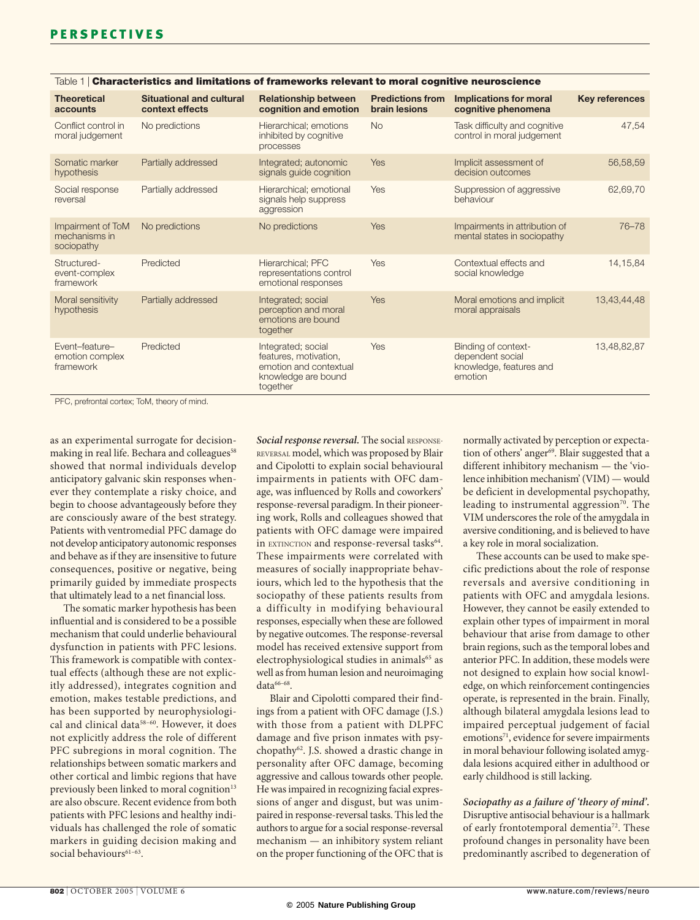Table 1 | **Characteristics and limitations of frameworks relevant to moral cognitive neuroscience**

| Theoretical accounts | Situational and cultural context effects | Relationship between cognition and emotion | Predictions from brain lesions | Implications for moral cognitive phenomena | Key references |
|---|---|---|---|---|---|
| Conflict control in moral judgement | No predictions | Hierarchical; emotions inhibited by cognitive processes | No | Task difficulty and cognitive control in moral judgement | 47,54 |
| Somatic marker hypothesis | Partially addressed | Integrated; autonomic signals guide cognition | Yes | Implicit assessment of decision outcomes | 56,58,59 |
| Social response reversal | Partially addressed | Hierarchical; emotional signals help suppress aggression | Yes | Suppression of aggressive behaviour | 62,69,70 |
| Impairment of ToM mechanisms in sociopathy | No predictions | No predictions | Yes | Impairments in attribution of mental states in sociopathy | 76–78 |
| Structured-event-complex framework | Predicted | Hierarchical; PFC representations control emotional responses | Yes | Contextual effects and social knowledge | 14,15,84 |
| Moral sensitivity hypothesis | Partially addressed | Integrated; social perception and moral emotions are bound together | Yes | Moral emotions and implicit moral appraisals | 13,43,44,48 |
| Event–feature–emotion complex framework | Predicted | Integrated; social features, motivation, emotion and contextual knowledge are bound together | Yes | Binding of context-dependent social knowledge, features and emotion | 13,48,82,87 |

PFC, prefrontal cortex; ToM, theory of mind.

as an experimental surrogate for decision-making in real life. Bechara and colleagues[58] showed that normal individuals develop anticipatory galvanic skin responses whenever they contemplate a risky choice, and begin to choose advantageously before they are consciously aware of the best strategy. Patients with ventromedial PFC damage do not develop anticipatory autonomic responses and behave as if they are insensitive to future consequences, positive or negative, being primarily guided by immediate prospects that ultimately lead to a net financial loss.

The somatic marker hypothesis has been influential and is considered to be a possible mechanism that could underlie behavioural dysfunction in patients with PFC lesions. This framework is compatible with contextual effects (although these are not explicitly addressed), integrates cognition and emotion, makes testable predictions, and has been supported by neurophysiological and clinical data[58–60]. However, it does not explicitly address the role of different PFC subregions in moral cognition. The relationships between somatic markers and other cortical and limbic regions that have previously been linked to moral cognition[13] are also obscure. Recent evidence from both patients with PFC lesions and healthy individuals has challenged the role of somatic markers in guiding decision making and social behaviours[61–63].

***Social response reversal.*** The social RESPONSE-REVERSAL model, which was proposed by Blair and Cipolotti to explain social behavioural impairments in patients with OFC damage, was influenced by Rolls and coworkers' response-reversal paradigm. In their pioneering work, Rolls and colleagues showed that patients with OFC damage were impaired in EXTINCTION and response-reversal tasks[64]. These impairments were correlated with measures of socially inappropriate behaviours, which led to the hypothesis that the sociopathy of these patients results from a difficulty in modifying behavioural responses, especially when these are followed by negative outcomes. The response-reversal model has received extensive support from electrophysiological studies in animals[65] as well as from human lesion and neuroimaging data[66–68].

Blair and Cipolotti compared their findings from a patient with OFC damage (J.S.) with those from a patient with DLPFC damage and five prison inmates with psychopathy[62]. J.S. showed a drastic change in personality after OFC damage, becoming aggressive and callous towards other people. He was impaired in recognizing facial expressions of anger and disgust, but was unimpaired in response-reversal tasks. This led the authors to argue for a social response-reversal mechanism — an inhibitory system reliant on the proper functioning of the OFC that is normally activated by perception or expectation of others' anger[69]. Blair suggested that a different inhibitory mechanism — the 'violence inhibition mechanism' (VIM) — would be deficient in developmental psychopathy, leading to instrumental aggression[70]. The VIM underscores the role of the amygdala in aversive conditioning, and is believed to have a key role in moral socialization.

These accounts can be used to make specific predictions about the role of response reversals and aversive conditioning in patients with OFC and amygdala lesions. However, they cannot be easily extended to explain other types of impairment in moral behaviour that arise from damage to other brain regions, such as the temporal lobes and anterior PFC. In addition, these models were not designed to explain how social knowledge, on which reinforcement contingencies operate, is represented in the brain. Finally, although bilateral amygdala lesions lead to impaired perceptual judgement of facial emotions[71], evidence for severe impairments in moral behaviour following isolated amygdala lesions acquired either in adulthood or early childhood is still lacking.

***Sociopathy as a failure of 'theory of mind'.*** Disruptive antisocial behaviour is a hallmark of early frontotemporal dementia[72]. These profound changes in personality have been predominantly ascribed to degeneration of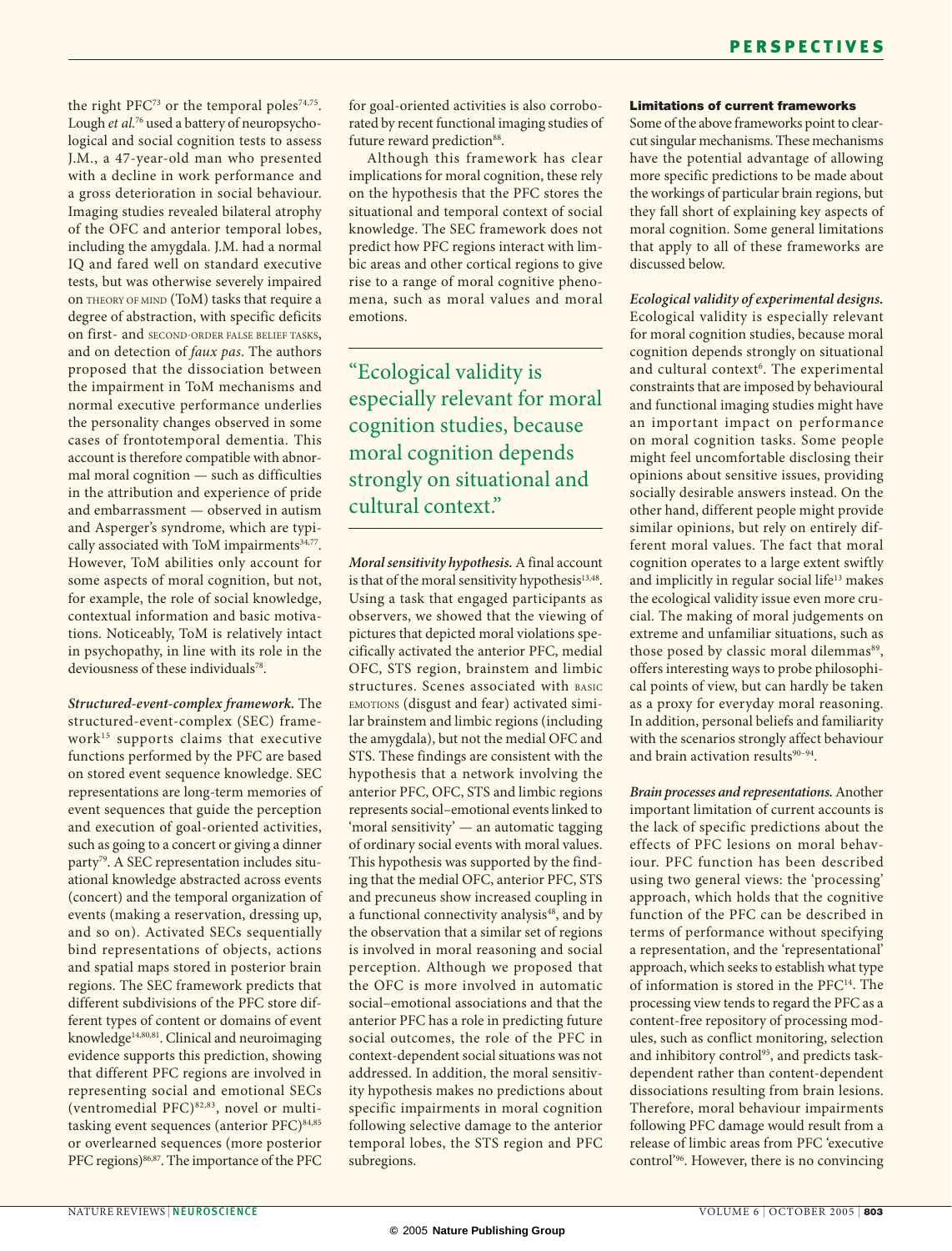the right PFC[73] or the temporal poles[74,75]. Lough *et al.*[76] used a battery of neuropsychological and social cognition tests to assess J.M., a 47-year-old man who presented with a decline in work performance and a gross deterioration in social behaviour. Imaging studies revealed bilateral atrophy of the OFC and anterior temporal lobes, including the amygdala. J.M. had a normal IQ and fared well on standard executive tests, but was otherwise severely impaired on THEORY OF MIND (ToM) tasks that require a degree of abstraction, with specific deficits on first- and SECOND-ORDER FALSE BELIEF TASKS, and on detection of *faux pas*. The authors proposed that the dissociation between the impairment in ToM mechanisms and normal executive performance underlies the personality changes observed in some cases of frontotemporal dementia. This account is therefore compatible with abnormal moral cognition — such as difficulties in the attribution and experience of pride and embarrassment — observed in autism and Asperger's syndrome, which are typically associated with ToM impairments[34,77]. However, ToM abilities only account for some aspects of moral cognition, but not, for example, the role of social knowledge, contextual information and basic motivations. Noticeably, ToM is relatively intact in psychopathy, in line with its role in the deviousness of these individuals[78].

***Structured-event-complex framework.*** The structured-event-complex (SEC) framework[15] supports claims that executive functions performed by the PFC are based on stored event sequence knowledge. SEC representations are long-term memories of event sequences that guide the perception and execution of goal-oriented activities, such as going to a concert or giving a dinner party[79]. A SEC representation includes situational knowledge abstracted across events (concert) and the temporal organization of events (making a reservation, dressing up, and so on). Activated SECs sequentially bind representations of objects, actions and spatial maps stored in posterior brain regions. The SEC framework predicts that different subdivisions of the PFC store different types of content or domains of event knowledge[14,80,81]. Clinical and neuroimaging evidence supports this prediction, showing that different PFC regions are involved in representing social and emotional SECs (ventromedial PFC)[82,83], novel or multitasking event sequences (anterior PFC)[84,85] or overlearned sequences (more posterior PFC regions)[86,87]. The importance of the PFC for goal-oriented activities is also corroborated by recent functional imaging studies of future reward prediction[88].

Although this framework has clear implications for moral cognition, these rely on the hypothesis that the PFC stores the situational and temporal context of social knowledge. The SEC framework does not predict how PFC regions interact with limbic areas and other cortical regions to give rise to a range of moral cognitive phenomena, such as moral values and moral emotions.

> "Ecological validity is especially relevant for moral cognition studies, because moral cognition depends strongly on situational and cultural context."

***Moral sensitivity hypothesis.*** A final account is that of the moral sensitivity hypothesis[13,48]. Using a task that engaged participants as observers, we showed that the viewing of pictures that depicted moral violations specifically activated the anterior PFC, medial OFC, STS region, brainstem and limbic structures. Scenes associated with BASIC EMOTIONS (disgust and fear) activated similar brainstem and limbic regions (including the amygdala), but not the medial OFC and STS. These findings are consistent with the hypothesis that a network involving the anterior PFC, OFC, STS and limbic regions represents social–emotional events linked to 'moral sensitivity' — an automatic tagging of ordinary social events with moral values. This hypothesis was supported by the finding that the medial OFC, anterior PFC, STS and precuneus show increased coupling in a functional connectivity analysis[48], and by the observation that a similar set of regions is involved in moral reasoning and social perception. Although we proposed that the OFC is more involved in automatic social–emotional associations and that the anterior PFC has a role in predicting future social outcomes, the role of the PFC in context-dependent social situations was not addressed. In addition, the moral sensitivity hypothesis makes no predictions about specific impairments in moral cognition following selective damage to the anterior temporal lobes, the STS region and PFC subregions.

### Limitations of current frameworks

Some of the above frameworks point to clear-cut singular mechanisms. These mechanisms have the potential advantage of allowing more specific predictions to be made about the workings of particular brain regions, but they fall short of explaining key aspects of moral cognition. Some general limitations that apply to all of these frameworks are discussed below.

***Ecological validity of experimental designs.*** Ecological validity is especially relevant for moral cognition studies, because moral cognition depends strongly on situational and cultural context[6]. The experimental constraints that are imposed by behavioural and functional imaging studies might have an important impact on performance on moral cognition tasks. Some people might feel uncomfortable disclosing their opinions about sensitive issues, providing socially desirable answers instead. On the other hand, different people might provide similar opinions, but rely on entirely different moral values. The fact that moral cognition operates to a large extent swiftly and implicitly in regular social life[13] makes the ecological validity issue even more crucial. The making of moral judgements on extreme and unfamiliar situations, such as those posed by classic moral dilemmas[89], offers interesting ways to probe philosophical points of view, but can hardly be taken as a proxy for everyday moral reasoning. In addition, personal beliefs and familiarity with the scenarios strongly affect behaviour and brain activation results[90–94].

***Brain processes and representations.*** Another important limitation of current accounts is the lack of specific predictions about the effects of PFC lesions on moral behaviour. PFC function has been described using two general views: the 'processing' approach, which holds that the cognitive function of the PFC can be described in terms of performance without specifying a representation, and the 'representational' approach, which seeks to establish what type of information is stored in the PFC[14]. The processing view tends to regard the PFC as a content-free repository of processing modules, such as conflict monitoring, selection and inhibitory control[95], and predicts task-dependent rather than content-dependent dissociations resulting from brain lesions. Therefore, moral behaviour impairments following PFC damage would result from a release of limbic areas from PFC 'executive control'[96]. However, there is no convincing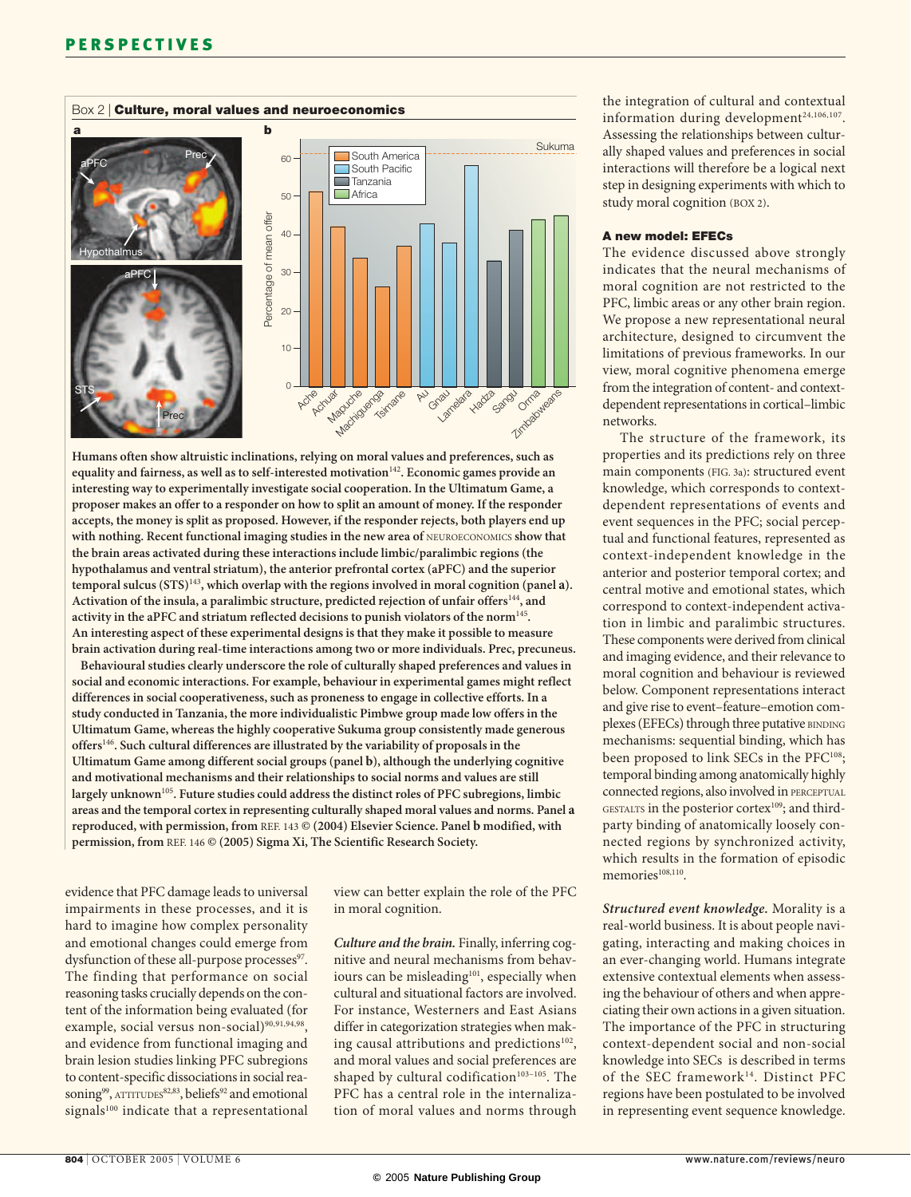## Box 2 | Culture, moral values and neuroeconomics

Humans often show altruistic inclinations, relying on moral values and preferences, such as equality and fairness, as well as to self-interested motivation[142]. Economic games provide an interesting way to experimentally investigate social cooperation. In the Ultimatum Game, a proposer makes an offer to a responder on how to split an amount of money. If the responder accepts, the money is split as proposed. However, if the responder rejects, both players end up with nothing. Recent functional imaging studies in the new area of NEUROECONOMICS show that the brain areas activated during these interactions include limbic/paralimbic regions (the hypothalamus and ventral striatum), the anterior prefrontal cortex (aPFC) and the superior temporal sulcus (STS)[143], which overlap with the regions involved in moral cognition (panel **a**). Activation of the insula, a paralimbic structure, predicted rejection of unfair offers[144], and activity in the aPFC and striatum reflected decisions to punish violators of the norm[145]. An interesting aspect of these experimental designs is that they make it possible to measure brain activation during real-time interactions among two or more individuals. Prec, precuneus.

Behavioural studies clearly underscore the role of culturally shaped preferences and values in social and economic interactions. For example, behaviour in experimental games might reflect differences in social cooperativeness, such as proneness to engage in collective efforts. In a study conducted in Tanzania, the more individualistic Pimbwe group made low offers in the Ultimatum Game, whereas the highly cooperative Sukuma group consistently made generous offers[146]. Such cultural differences are illustrated by the variability of proposals in the Ultimatum Game among different social groups (panel **b**), although the underlying cognitive and motivational mechanisms and their relationships to social norms and values are still largely unknown[105]. Future studies could address the distinct roles of PFC subregions, limbic areas and the temporal cortex in representing culturally shaped moral values and norms. Panel **a** reproduced, with permission, from REF. 143 © (2004) Elsevier Science. Panel **b** modified, with permission, from REF. 146 © (2005) Sigma Xi, The Scientific Research Society.

evidence that PFC damage leads to universal impairments in these processes, and it is hard to imagine how complex personality and emotional changes could emerge from dysfunction of these all-purpose processes[97]. The finding that performance on social reasoning tasks crucially depends on the content of the information being evaluated (for example, social versus non-social)[90,91,94,98], and evidence from functional imaging and brain lesion studies linking PFC subregions to content-specific dissociations in social reasoning[99], ATTITUDES[82,83], beliefs[92] and emotional signals[100] indicate that a representational view can better explain the role of the PFC in moral cognition.

***Culture and the brain.*** Finally, inferring cognitive and neural mechanisms from behaviours can be misleading[101], especially when cultural and situational factors are involved. For instance, Westerners and East Asians differ in categorization strategies when making causal attributions and predictions[102], and moral values and social preferences are shaped by cultural codification[103–105]. The PFC has a central role in the internalization of moral values and norms through the integration of cultural and contextual information during development[24,106,107]. Assessing the relationships between culturally shaped values and preferences in social interactions will therefore be a logical next step in designing experiments with which to study moral cognition (BOX 2).

### A new model: EFECs

The evidence discussed above strongly indicates that the neural mechanisms of moral cognition are not restricted to the PFC, limbic areas or any other brain region. We propose a new representational neural architecture, designed to circumvent the limitations of previous frameworks. In our view, moral cognitive phenomena emerge from the integration of content- and context-dependent representations in cortical–limbic networks.

The structure of the framework, its properties and its predictions rely on three main components (FIG. 3a): structured event knowledge, which corresponds to context-dependent representations of events and event sequences in the PFC; social perceptual and functional features, represented as context-independent knowledge in the anterior and posterior temporal cortex; and central motive and emotional states, which correspond to context-independent activation in limbic and paralimbic structures. These components were derived from clinical and imaging evidence, and their relevance to moral cognition and behaviour is reviewed below. Component representations interact and give rise to event–feature–emotion complexes (EFECs) through three putative BINDING mechanisms: sequential binding, which has been proposed to link SECs in the PFC[108]; temporal binding among anatomically highly connected regions, also involved in PERCEPTUAL GESTALTS in the posterior cortex[109]; and third-party binding of anatomically loosely connected regions by synchronized activity, which results in the formation of episodic memories[108,110].

***Structured event knowledge.*** Morality is a real-world business. It is about people navigating, interacting and making choices in an ever-changing world. Humans integrate extensive contextual elements when assessing the behaviour of others and when appreciating their own actions in a given situation. The importance of the PFC in structuring context-dependent social and non-social knowledge into SECs is described in terms of the SEC framework[14]. Distinct PFC regions have been postulated to be involved in representing event sequence knowledge.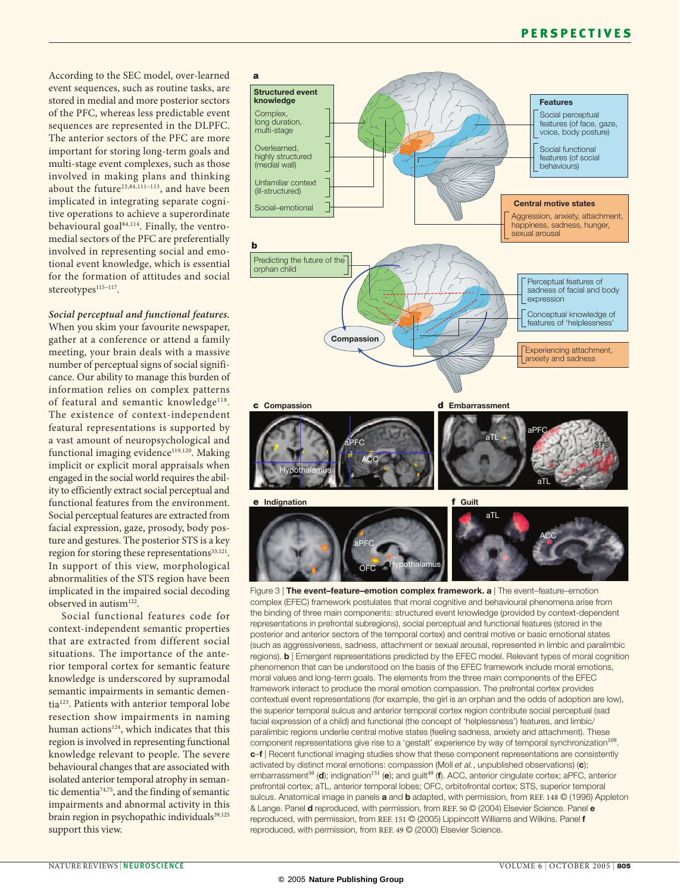According to the SEC model, over-learned event sequences, such as routine tasks, are stored in medial and more posterior sectors of the PFC, whereas less predictable event sequences are represented in the DLPFC. The anterior sectors of the PFC are more important for storing long-term goals and multi-stage event complexes, such as those involved in making plans and thinking about the future[23,84,111–113], and have been implicated in integrating separate cognitive operations to achieve a superordinate behavioural goal[84,114]. Finally, the ventromedial sectors of the PFC are preferentially involved in representing social and emotional event knowledge, which is essential for the formation of attitudes and social stereotypes[115–117].

*Social perceptual and functional features.* When you skim your favourite newspaper, gather at a conference or attend a family meeting, your brain deals with a massive number of perceptual signs of social significance. Our ability to manage this burden of information relies on complex patterns of featural and semantic knowledge[118]. The existence of context-independent featural representations is supported by a vast amount of neuropsychological and functional imaging evidence[119,120]. Making implicit or explicit moral appraisals when engaged in the social world requires the ability to efficiently extract social perceptual and functional features from the environment. Social perceptual features are extracted from facial expression, gaze, prosody, body posture and gestures. The posterior STS is a key region for storing these representations[33,121]. In support of this view, morphological abnormalities of the STS region have been implicated in the impaired social decoding observed in autism[122].

Social functional features code for context-independent semantic properties that are extracted from different social situations. The importance of the anterior temporal cortex for semantic feature knowledge is underscored by supramodal semantic impairments in semantic dementia[123]. Patients with anterior temporal lobe resection show impairments in naming human actions[124], which indicates that this region is involved in representing functional knowledge relevant to people. The severe behavioural changes that are associated with isolated anterior temporal atrophy in semantic dementia[74,75], and the finding of semantic impairments and abnormal activity in this brain region in psychopathic individuals[39,125] support this view.

Figure 3 | **The event–feature–emotion complex framework. a** | The event–feature–emotion complex (EFEC) framework postulates that moral cognitive and behavioural phenomena arise from the binding of three main components: structured event knowledge (provided by context-dependent representations in prefrontal subregions), social perceptual and functional features (stored in the posterior and anterior sectors of the temporal cortex) and central motive or basic emotional states (such as aggressiveness, sadness, attachment or sexual arousal, represented in limbic and paralimbic regions). **b** | Emergent representations predicted by the EFEC model. Relevant types of moral cognition phenomenon that can be understood on the basis of the EFEC framework include moral emotions, moral values and long-term goals. The elements from the three main components of the EFEC framework interact to produce the moral emotion compassion. The prefrontal cortex provides contextual event representations (for example, the girl is an orphan and the odds of adoption are low), the superior temporal sulcus and anterior temporal cortex region contribute social perceptual (sad facial expression of a child) and functional (the concept of 'helplessness') features, and limbic/paralimbic regions underlie central motive states (feeling sadness, anxiety and attachment). These component representations give rise to a 'gestalt' experience by way of temporal synchronization[109]. **c–f** | Recent functional imaging studies show that these component representations are consistently activated by distinct moral emotions: compassion (Moll *et al.*, unpublished observations) (**c**); embarrassment[50] (**d**); indignation[151] (**e**); and guilt[49] (**f**). ACC, anterior cingulate cortex; aPFC, anterior prefrontal cortex; aTL, anterior temporal lobes; OFC, orbitofrontal cortex; STS, superior temporal sulcus. Anatomical image in panels **a** and **b** adapted, with permission, from REF. 148 © (1996) Appleton & Lange. Panel **d** reproduced, with permission, from REF. 50 © (2004) Elsevier Science. Panel **e** reproduced, with permission, from REF. 151 © (2005) Lippincott Williams and Wilkins. Panel **f** reproduced, with permission, from REF. 49 © (2000) Elsevier Science.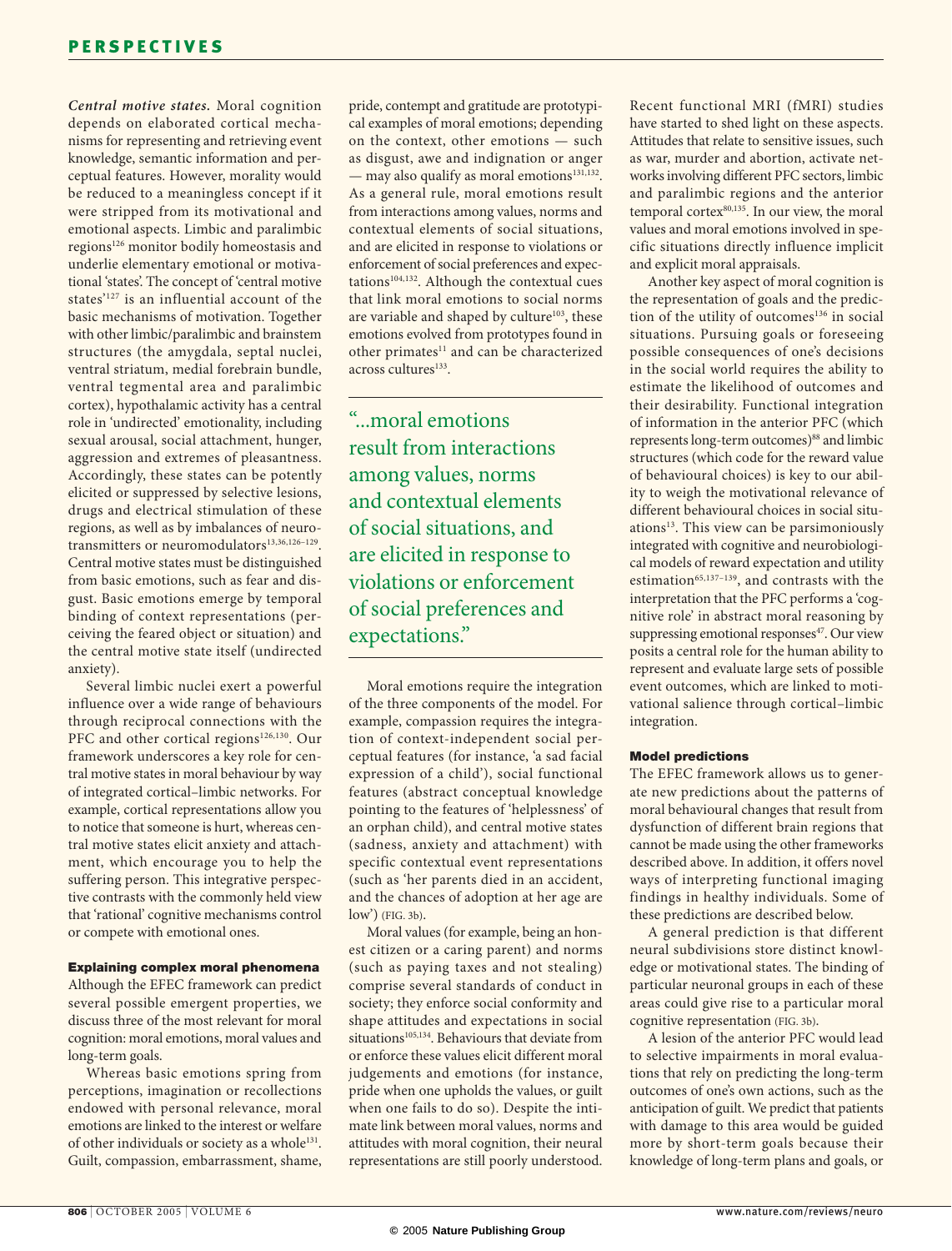*Central motive states.* Moral cognition depends on elaborated cortical mechanisms for representing and retrieving event knowledge, semantic information and perceptual features. However, morality would be reduced to a meaningless concept if it were stripped from its motivational and emotional aspects. Limbic and paralimbic regions[126] monitor bodily homeostasis and underlie elementary emotional or motivational 'states'. The concept of 'central motive states'[127] is an influential account of the basic mechanisms of motivation. Together with other limbic/paralimbic and brainstem structures (the amygdala, septal nuclei, ventral striatum, medial forebrain bundle, ventral tegmental area and paralimbic cortex), hypothalamic activity has a central role in 'undirected' emotionality, including sexual arousal, social attachment, hunger, aggression and extremes of pleasantness. Accordingly, these states can be potently elicited or suppressed by selective lesions, drugs and electrical stimulation of these regions, as well as by imbalances of neurotransmitters or neuromodulators[13,36,126–129]. Central motive states must be distinguished from basic emotions, such as fear and disgust. Basic emotions emerge by temporal binding of context representations (perceiving the feared object or situation) and the central motive state itself (undirected anxiety).

Several limbic nuclei exert a powerful influence over a wide range of behaviours through reciprocal connections with the PFC and other cortical regions[126,130]. Our framework underscores a key role for central motive states in moral behaviour by way of integrated cortical–limbic networks. For example, cortical representations allow you to notice that someone is hurt, whereas central motive states elicit anxiety and attachment, which encourage you to help the suffering person. This integrative perspective contrasts with the commonly held view that 'rational' cognitive mechanisms control or compete with emotional ones.

## Explaining complex moral phenomena

Although the EFEC framework can predict several possible emergent properties, we discuss three of the most relevant for moral cognition: moral emotions, moral values and long-term goals.

Whereas basic emotions spring from perceptions, imagination or recollections endowed with personal relevance, moral emotions are linked to the interest or welfare of other individuals or society as a whole[131]. Guilt, compassion, embarrassment, shame, pride, contempt and gratitude are prototypical examples of moral emotions; depending on the context, other emotions — such as disgust, awe and indignation or anger — may also qualify as moral emotions[131,132]. As a general rule, moral emotions result from interactions among values, norms and contextual elements of social situations, and are elicited in response to violations or enforcement of social preferences and expectations[104,132]. Although the contextual cues that link moral emotions to social norms are variable and shaped by culture[103], these emotions evolved from prototypes found in other primates[11] and can be characterized across cultures[133].

> "...moral emotions result from interactions among values, norms and contextual elements of social situations, and are elicited in response to violations or enforcement of social preferences and expectations."

Moral emotions require the integration of the three components of the model. For example, compassion requires the integration of context-independent social perceptual features (for instance, 'a sad facial expression of a child'), social functional features (abstract conceptual knowledge pointing to the features of 'helplessness' of an orphan child), and central motive states (sadness, anxiety and attachment) with specific contextual event representations (such as 'her parents died in an accident, and the chances of adoption at her age are low') (FIG. 3b).

Moral values (for example, being an honest citizen or a caring parent) and norms (such as paying taxes and not stealing) comprise several standards of conduct in society; they enforce social conformity and shape attitudes and expectations in social situations[105,134]. Behaviours that deviate from or enforce these values elicit different moral judgements and emotions (for instance, pride when one upholds the values, or guilt when one fails to do so). Despite the intimate link between moral values, norms and attitudes with moral cognition, their neural representations are still poorly understood. Recent functional MRI (fMRI) studies have started to shed light on these aspects. Attitudes that relate to sensitive issues, such as war, murder and abortion, activate networks involving different PFC sectors, limbic and paralimbic regions and the anterior temporal cortex[80,135]. In our view, the moral values and moral emotions involved in specific situations directly influence implicit and explicit moral appraisals.

Another key aspect of moral cognition is the representation of goals and the prediction of the utility of outcomes[136] in social situations. Pursuing goals or foreseeing possible consequences of one's decisions in the social world requires the ability to estimate the likelihood of outcomes and their desirability. Functional integration of information in the anterior PFC (which represents long-term outcomes)[88] and limbic structures (which code for the reward value of behavioural choices) is key to our ability to weigh the motivational relevance of different behavioural choices in social situations[13]. This view can be parsimoniously integrated with cognitive and neurobiological models of reward expectation and utility estimation[65,137–139], and contrasts with the interpretation that the PFC performs a 'cognitive role' in abstract moral reasoning by suppressing emotional responses[47]. Our view posits a central role for the human ability to represent and evaluate large sets of possible event outcomes, which are linked to motivational salience through cortical–limbic integration.

## Model predictions

The EFEC framework allows us to generate new predictions about the patterns of moral behavioural changes that result from dysfunction of different brain regions that cannot be made using the other frameworks described above. In addition, it offers novel ways of interpreting functional imaging findings in healthy individuals. Some of these predictions are described below.

A general prediction is that different neural subdivisions store distinct knowledge or motivational states. The binding of particular neuronal groups in each of these areas could give rise to a particular moral cognitive representation (FIG. 3b).

A lesion of the anterior PFC would lead to selective impairments in moral evaluations that rely on predicting the long-term outcomes of one's own actions, such as the anticipation of guilt. We predict that patients with damage to this area would be guided more by short-term goals because their knowledge of long-term plans and goals, or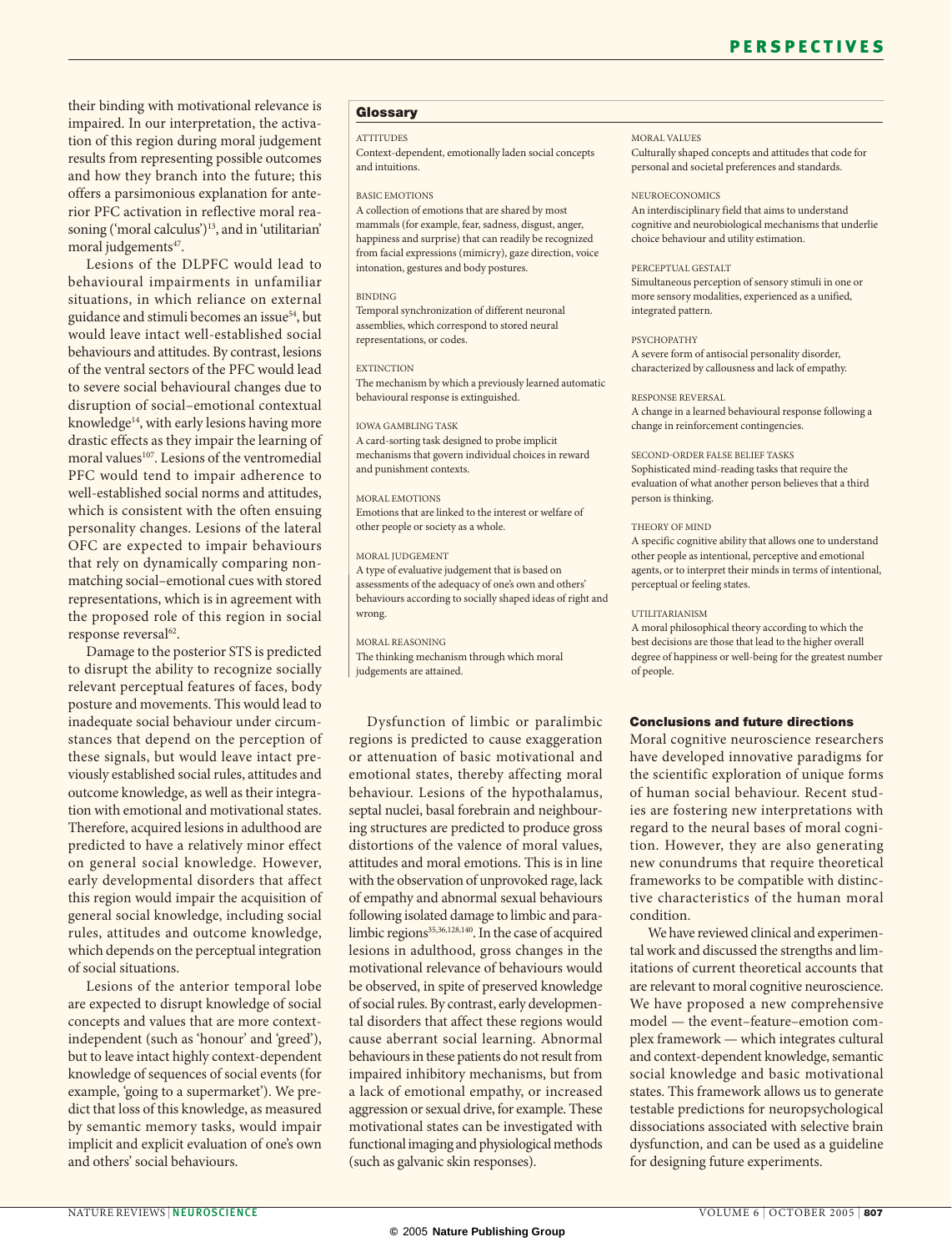their binding with motivational relevance is impaired. In our interpretation, the activation of this region during moral judgement results from representing possible outcomes and how they branch into the future; this offers a parsimonious explanation for anterior PFC activation in reflective moral reasoning ('moral calculus')[13], and in 'utilitarian' moral judgements[47].

Lesions of the DLPFC would lead to behavioural impairments in unfamiliar situations, in which reliance on external guidance and stimuli becomes an issue[54], but would leave intact well-established social behaviours and attitudes. By contrast, lesions of the ventral sectors of the PFC would lead to severe social behavioural changes due to disruption of social–emotional contextual knowledge[14], with early lesions having more drastic effects as they impair the learning of moral values[107]. Lesions of the ventromedial PFC would tend to impair adherence to well-established social norms and attitudes, which is consistent with the often ensuing personality changes. Lesions of the lateral OFC are expected to impair behaviours that rely on dynamically comparing non-matching social–emotional cues with stored representations, which is in agreement with the proposed role of this region in social response reversal[62].

Damage to the posterior STS is predicted to disrupt the ability to recognize socially relevant perceptual features of faces, body posture and movements. This would lead to inadequate social behaviour under circumstances that depend on the perception of these signals, but would leave intact previously established social rules, attitudes and outcome knowledge, as well as their integration with emotional and motivational states. Therefore, acquired lesions in adulthood are predicted to have a relatively minor effect on general social knowledge. However, early developmental disorders that affect this region would impair the acquisition of general social knowledge, including social rules, attitudes and outcome knowledge, which depends on the perceptual integration of social situations.

Lesions of the anterior temporal lobe are expected to disrupt knowledge of social concepts and values that are more context-independent (such as 'honour' and 'greed'), but to leave intact highly context-dependent knowledge of sequences of social events (for example, 'going to a supermarket'). We predict that loss of this knowledge, as measured by semantic memory tasks, would impair implicit and explicit evaluation of one's own and others' social behaviours.

## Glossary

ATTITUDES
Context-dependent, emotionally laden social concepts and intuitions.

BASIC EMOTIONS
A collection of emotions that are shared by most mammals (for example, fear, sadness, disgust, anger, happiness and surprise) that can readily be recognized from facial expressions (mimicry), gaze direction, voice intonation, gestures and body postures.

BINDING
Temporal synchronization of different neuronal assemblies, which correspond to stored neural representations, or codes.

EXTINCTION
The mechanism by which a previously learned automatic behavioural response is extinguished.

IOWA GAMBLING TASK
A card-sorting task designed to probe implicit mechanisms that govern individual choices in reward and punishment contexts.

MORAL EMOTIONS
Emotions that are linked to the interest or welfare of other people or society as a whole.

MORAL JUDGEMENT
A type of evaluative judgement that is based on assessments of the adequacy of one's own and others' behaviours according to socially shaped ideas of right and wrong.

MORAL REASONING
The thinking mechanism through which moral judgements are attained.

MORAL VALUES
Culturally shaped concepts and attitudes that code for personal and societal preferences and standards.

NEUROECONOMICS
An interdisciplinary field that aims to understand cognitive and neurobiological mechanisms that underlie choice behaviour and utility estimation.

PERCEPTUAL GESTALT
Simultaneous perception of sensory stimuli in one or more sensory modalities, experienced as a unified, integrated pattern.

PSYCHOPATHY
A severe form of antisocial personality disorder, characterized by callousness and lack of empathy.

RESPONSE REVERSAL
A change in a learned behavioural response following a change in reinforcement contingencies.

SECOND-ORDER FALSE BELIEF TASKS
Sophisticated mind-reading tasks that require the evaluation of what another person believes that a third person is thinking.

THEORY OF MIND
A specific cognitive ability that allows one to understand other people as intentional, perceptive and emotional agents, or to interpret their minds in terms of intentional, perceptual or feeling states.

UTILITARIANISM
A moral philosophical theory according to which the best decisions are those that lead to the higher overall degree of happiness or well-being for the greatest number of people.

Dysfunction of limbic or paralimbic regions is predicted to cause exaggeration or attenuation of basic motivational and emotional states, thereby affecting moral behaviour. Lesions of the hypothalamus, septal nuclei, basal forebrain and neighbouring structures are predicted to produce gross distortions of the valence of moral values, attitudes and moral emotions. This is in line with the observation of unprovoked rage, lack of empathy and abnormal sexual behaviours following isolated damage to limbic and paralimbic regions[35,36,128,140]. In the case of acquired lesions in adulthood, gross changes in the motivational relevance of behaviours would be observed, in spite of preserved knowledge of social rules. By contrast, early developmental disorders that affect these regions would cause aberrant social learning. Abnormal behaviours in these patients do not result from impaired inhibitory mechanisms, but from a lack of emotional empathy, or increased aggression or sexual drive, for example. These motivational states can be investigated with functional imaging and physiological methods (such as galvanic skin responses).

## Conclusions and future directions

Moral cognitive neuroscience researchers have developed innovative paradigms for the scientific exploration of unique forms of human social behaviour. Recent studies are fostering new interpretations with regard to the neural bases of moral cognition. However, they are also generating new conundrums that require theoretical frameworks to be compatible with distinctive characteristics of the human moral condition.

We have reviewed clinical and experimental work and discussed the strengths and limitations of current theoretical accounts that are relevant to moral cognitive neuroscience. We have proposed a new comprehensive model — the event–feature–emotion complex framework — which integrates cultural and context-dependent knowledge, semantic social knowledge and basic motivational states. This framework allows us to generate testable predictions for neuropsychological dissociations associated with selective brain dysfunction, and can be used as a guideline for designing future experiments.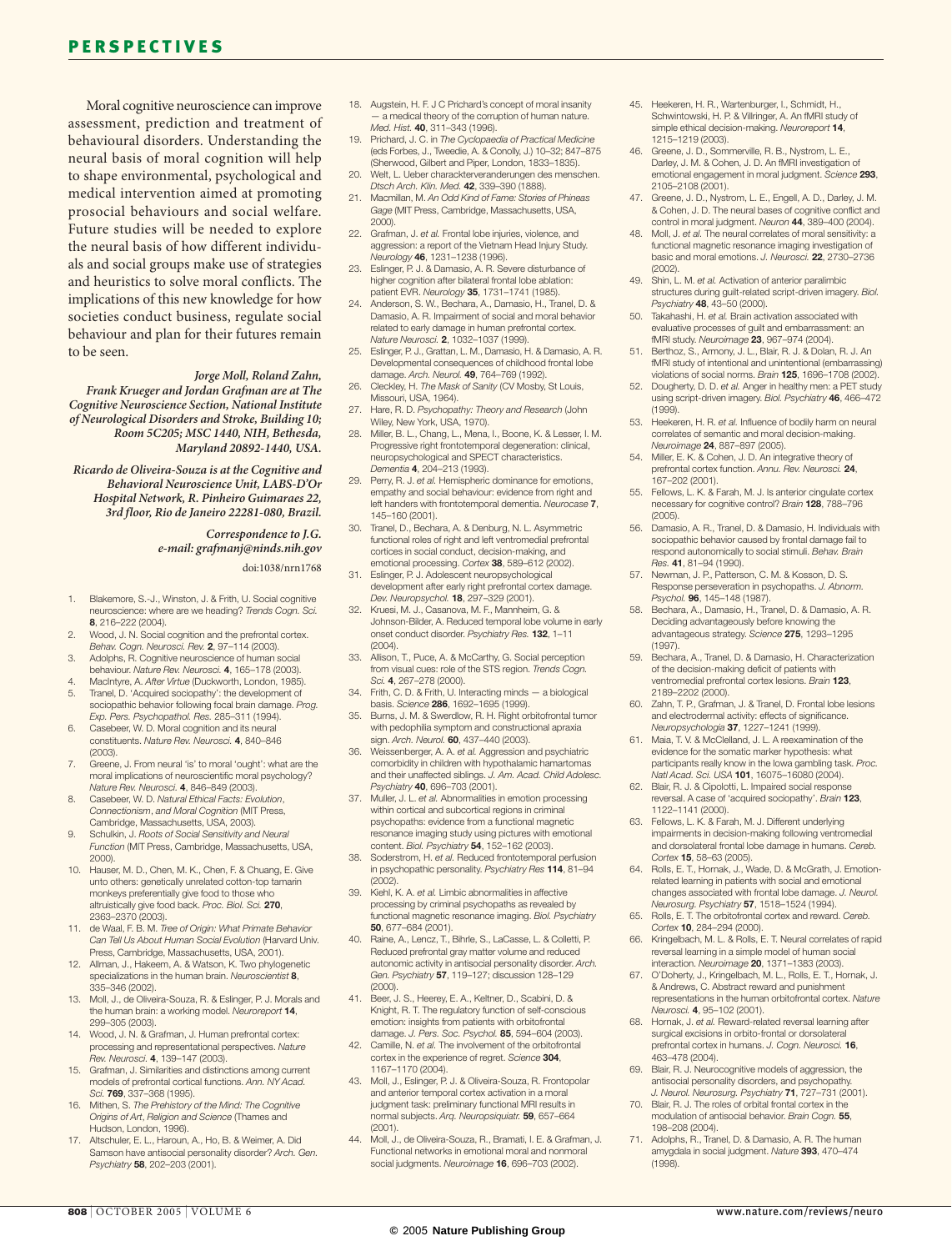Moral cognitive neuroscience can improve assessment, prediction and treatment of behavioural disorders. Understanding the neural basis of moral cognition will help to shape environmental, psychological and medical intervention aimed at promoting prosocial behaviours and social welfare. Future studies will be needed to explore the neural basis of how different individuals and social groups make use of strategies and heuristics to solve moral conflicts. The implications of this new knowledge for how societies conduct business, regulate social behaviour and plan for their futures remain to be seen.

***Jorge Moll, Roland Zahn, Frank Krueger and Jordan Grafman are at The Cognitive Neuroscience Section, National Institute of Neurological Disorders and Stroke, Building 10; Room 5C205; MSC 1440, NIH, Bethesda, Maryland 20892-1440, USA.***

***Ricardo de Oliveira-Souza is at the Cognitive and Behavioral Neuroscience Unit, LABS-D'Or Hospital Network, R. Pinheiro Guimaraes 22, 3rd floor, Rio de Janeiro 22281-080, Brazil.***

***Correspondence to J.G. e-mail: grafmanj@ninds.nih.gov***

doi:1038/nrn1768

1. Blakemore, S.-J., Winston, J. & Frith, U. Social cognitive neuroscience: where are we heading? *Trends Cogn. Sci.* **8**, 216–222 (2004).
2. Wood, J. N. Social cognition and the prefrontal cortex. *Behav. Cogn. Neurosci. Rev.* **2**, 97–114 (2003).
3. Adolphs, R. Cognitive neuroscience of human social behaviour. *Nature Rev. Neurosci.* **4**, 165–178 (2003).
4. MacIntyre, A. *After Virtue* (Duckworth, London, 1985).
5. Tranel, D. 'Acquired sociopathy': the development of sociopathic behavior following focal brain damage. *Prog. Exp. Pers. Psychopathol. Res.* 285–311 (1994).
6. Casebeer, W. D. Moral cognition and its neural constituents. *Nature Rev. Neurosci.* **4**, 840–846 (2003).
7. Greene, J. From neural 'is' to moral 'ought': what are the moral implications of neuroscientific moral psychology? *Nature Rev. Neurosci.* **4**, 846–849 (2003).
8. Casebeer, W. D. *Natural Ethical Facts: Evolution, Connectionism, and Moral Cognition* (MIT Press, Cambridge, Massachusetts, USA, 2003).
9. Schulkin, J. *Roots of Social Sensitivity and Neural Function* (MIT Press, Cambridge, Massachusetts, USA, 2000).
10. Hauser, M. D., Chen, M. K., Chen, F. & Chuang, E. Give unto others: genetically unrelated cotton-top tamarin monkeys preferentially give food to those who altruistically give food back. *Proc. Biol. Sci.* **270**, 2363–2370 (2003).
11. de Waal, F. B. M. *Tree of Origin: What Primate Behavior Can Tell Us About Human Social Evolution* (Harvard Univ. Press, Cambridge, Massachusetts, USA, 2001).
12. Allman, J., Hakeem, A. & Watson, K. Two phylogenetic specializations in the human brain. *Neuroscientist* **8**, 335–346 (2002).
13. Moll, J., de Oliveira-Souza, R. & Eslinger, P. J. Morals and the human brain: a working model. *Neuroreport* **14**, 299–305 (2003).
14. Wood, J. N. & Grafman, J. Human prefrontal cortex: processing and representational perspectives. *Nature Rev. Neurosci.* **4**, 139–147 (2003).
15. Grafman, J. Similarities and distinctions among current models of prefrontal cortical functions. *Ann. NY Acad. Sci.* **769**, 337–368 (1995).
16. Mithen, S. *The Prehistory of the Mind: The Cognitive Origins of Art, Religion and Science* (Thames and Hudson, London, 1996).
17. Altschuler, E. L., Haroun, A., Ho, B. & Weimer, A. Did Samson have antisocial personality disorder? *Arch. Gen. Psychiatry* **58**, 202–203 (2001).
18. Augstein, H. F. J C Prichard's concept of moral insanity — a medical theory of the corruption of human nature. *Med. Hist.* **40**, 311–343 (1996).
19. Prichard, J. C. in *The Cyclopaedia of Practical Medicine* (eds Forbes, J., Tweedie, A. & Conolly, J.) 10–32; 847–875 (Sherwood, Gilbert and Piper, London, 1833–1835).
20. Welt, L. Ueber charackterveranderungen des menschen. *Dtsch Arch. Klin. Med.* **42**, 339–390 (1888).
21. Macmillan, M. *An Odd Kind of Fame: Stories of Phineas Gage* (MIT Press, Cambridge, Massachusetts, USA, 2000).
22. Grafman, J. *et al.* Frontal lobe injuries, violence, and aggression: a report of the Vietnam Head Injury Study. *Neurology* **46**, 1231–1238 (1996).
23. Eslinger, P. J. & Damasio, A. R. Severe disturbance of higher cognition after bilateral frontal lobe ablation: patient EVR. *Neurology* **35**, 1731–1741 (1985).
24. Anderson, S. W., Bechara, A., Damasio, H., Tranel, D. & Damasio, A. R. Impairment of social and moral behavior related to early damage in human prefrontal cortex. *Nature Neurosci.* **2**, 1032–1037 (1999).
25. Eslinger, P. J., Grattan, L. M., Damasio, H. & Damasio, A. R. Developmental consequences of childhood frontal lobe damage. *Arch. Neurol.* **49**, 764–769 (1992).
26. Cleckley, H. *The Mask of Sanity* (CV Mosby, St Louis, Missouri, USA, 1964).
27. Hare, R. D. *Psychopathy: Theory and Research* (John Wiley, New York, USA, 1970).
28. Miller, B. L., Chang, L., Mena, I., Boone, K. & Lesser, I. M. Progressive right frontotemporal degeneration: clinical, neuropsychological and SPECT characteristics. *Dementia* **4**, 204–213 (1993).
29. Perry, R. J. *et al.* Hemispheric dominance for emotions, empathy and social behaviour: evidence from right and left handers with frontotemporal dementia. *Neurocase* **7**, 145–160 (2001).
30. Tranel, D., Bechara, A. & Denburg, N. L. Asymmetric functional roles of right and left ventromedial prefrontal cortices in social conduct, decision-making, and emotional processing. *Cortex* **38**, 589–612 (2002).
31. Eslinger, P. J. Adolescent neuropsychological development after early right prefrontal cortex damage. *Dev. Neuropsychol.* **18**, 297–329 (2001).
32. Kruesi, M. J., Casanova, M. F., Mannheim, G. & Johnson-Bilder, A. Reduced temporal lobe volume in early onset conduct disorder. *Psychiatry Res.* **132**, 1–11 (2004).
33. Allison, T., Puce, A. & McCarthy, G. Social perception from visual cues: role of the STS region. *Trends Cogn. Sci.* **4**, 267–278 (2000).
34. Frith, C. D. & Frith, U. Interacting minds — a biological basis. *Science* **286**, 1692–1695 (1999).
35. Burns, J. M. & Swerdlow, R. H. Right orbitofrontal tumor with pedophilia symptom and constructional apraxia sign. *Arch. Neurol.* **60**, 437–440 (2003).
36. Weissenberger, A. A. *et al.* Aggression and psychiatric comorbidity in children with hypothalamic hamartomas and their unaffected siblings. *J. Am. Acad. Child Adolesc. Psychiatry* **40**, 696–703 (2001).
37. Muller, J. L. *et al.* Abnormalities in emotion processing within cortical and subcortical regions in criminal psychopaths: evidence from a functional magnetic resonance imaging study using pictures with emotional content. *Biol. Psychiatry* **54**, 152–162 (2003).
38. Soderstrom, H. *et al.* Reduced frontotemporal perfusion in psychopathic personality. *Psychiatry Res* **114**, 81–94 (2002).
39. Kiehl, K. A. *et al.* Limbic abnormalities in affective processing by criminal psychopaths as revealed by functional magnetic resonance imaging. *Biol. Psychiatry* **50**, 677–684 (2001).
40. Raine, A., Lencz, T., Bihrle, S., LaCasse, L. & Colletti, P. Reduced prefrontal gray matter volume and reduced autonomic activity in antisocial personality disorder. *Arch. Gen. Psychiatry* **57**, 119–127; discussion 128–129 (2000).
41. Beer, J. S., Heerey, E. A., Keltner, D., Scabini, D. & Knight, R. T. The regulatory function of self-conscious emotion: insights from patients with orbitofrontal damage. *J. Pers. Soc. Psychol.* **85**, 594–604 (2003).
42. Camille, N. *et al.* The involvement of the orbitofrontal cortex in the experience of regret. *Science* **304**, 1167–1170 (2004).
43. Moll, J., Eslinger, P. J. & Oliveira-Souza, R. Frontopolar and anterior temporal cortex activation in a moral judgment task: preliminary functional MRI results in normal subjects. *Arq. Neuropsiquiatr.* **59**, 657–664 (2001).
44. Moll, J., de Oliveira-Souza, R., Bramati, I. E. & Grafman, J. Functional networks in emotional moral and nonmoral social judgments. *Neuroimage* **16**, 696–703 (2002).
45. Heekeren, H. R., Wartenburger, I., Schmidt, H., Schwintowski, H. P. & Villringer, A. An fMRI study of simple ethical decision-making. *Neuroreport* **14**, 1215–1219 (2003).
46. Greene, J. D., Sommerville, R. B., Nystrom, L. E., Darley, J. M. & Cohen, J. D. An fMRI investigation of emotional engagement in moral judgment. *Science* **293**, 2105–2108 (2001).
47. Greene, J. D., Nystrom, L. E., Engell, A. D., Darley, J. M. & Cohen, J. D. The neural bases of cognitive conflict and control in moral judgment. *Neuron* **44**, 389–400 (2004).
48. Moll, J. *et al.* The neural correlates of moral sensitivity: a functional magnetic resonance imaging investigation of basic and moral emotions. *J. Neurosci.* **22**, 2730–2736 (2002).
49. Shin, L. M. *et al.* Activation of anterior paralimbic structures during guilt-related script-driven imagery. *Biol. Psychiatry* **48**, 43–50 (2000).
50. Takahashi, H. *et al.* Brain activation associated with evaluative processes of guilt and embarrassment: an fMRI study. *Neuroimage* **23**, 967–974 (2004).
51. Berthoz, S., Armony, J. L., Blair, R. J. & Dolan, R. J. An fMRI study of intentional and unintentional (embarrassing) violations of social norms. *Brain* **125**, 1696–1708 (2002).
52. Dougherty, D. D. *et al.* Anger in healthy men: a PET study using script-driven imagery. *Biol. Psychiatry* **46**, 466–472 (1999).
53. Heekeren, H. R. *et al.* Influence of bodily harm on neural correlates of semantic and moral decision-making. *Neuroimage* **24**, 887–897 (2005).
54. Miller, E. K. & Cohen, J. D. An integrative theory of prefrontal cortex function. *Annu. Rev. Neurosci.* **24**, 167–202 (2001).
55. Fellows, L. K. & Farah, M. J. Is anterior cingulate cortex necessary for cognitive control? *Brain* **128**, 788–796 (2005).
56. Damasio, A. R., Tranel, D. & Damasio, H. Individuals with sociopathic behavior caused by frontal damage fail to respond autonomically to social stimuli. *Behav. Brain Res.* **41**, 81–94 (1990).
57. Newman, J. P., Patterson, C. M. & Kosson, D. S. Response perseveration in psychopaths. *J. Abnorm. Psychol.* **96**, 145–148 (1987).
58. Bechara, A., Damasio, H., Tranel, D. & Damasio, A. R. Deciding advantageously before knowing the advantageous strategy. *Science* **275**, 1293–1295 (1997).
59. Bechara, A., Tranel, D. & Damasio, H. Characterization of the decision-making deficit of patients with ventromedial prefrontal cortex lesions. *Brain* **123**, 2189–2202 (2000).
60. Zahn, T. P., Grafman, J. & Tranel, D. Frontal lobe lesions and electrodermal activity: effects of significance. *Neuropsychologia* **37**, 1227–1241 (1999).
61. Maia, T. V. & McClelland, J. L. A reexamination of the evidence for the somatic marker hypothesis: what participants really know in the Iowa gambling task. *Proc. Natl Acad. Sci. USA* **101**, 16075–16080 (2004).
62. Blair, R. J. & Cipolotti, L. Impaired social response reversal. A case of 'acquired sociopathy'. *Brain* **123**, 1122–1141 (2000).
63. Fellows, L. K. & Farah, M. J. Different underlying impairments in decision-making following ventromedial and dorsolateral frontal lobe damage in humans. *Cereb. Cortex* **15**, 58–63 (2005).
64. Rolls, E. T., Hornak, J., Wade, D. & McGrath, J. Emotion-related learning in patients with social and emotional changes associated with frontal lobe damage. *J. Neurol. Neurosurg. Psychiatry* **57**, 1518–1524 (1994).
65. Rolls, E. T. The orbitofrontal cortex and reward. *Cereb. Cortex* **10**, 284–294 (2000).
66. Kringelbach, M. L. & Rolls, E. T. Neural correlates of rapid reversal learning in a simple model of human social interaction. *Neuroimage* **20**, 1371–1383 (2003).
67. O'Doherty, J., Kringelbach, M. L., Rolls, E. T., Hornak, J. & Andrews, C. Abstract reward and punishment representations in the human orbitofrontal cortex. *Nature Neurosci.* **4**, 95–102 (2001).
68. Hornak, J. *et al.* Reward-related reversal learning after surgical excisions in orbito-frontal or dorsolateral prefrontal cortex in humans. *J. Cogn. Neurosci.* **16**, 463–478 (2004).
69. Blair, R. J. Neurocognitive models of aggression, the antisocial personality disorders, and psychopathy. *J. Neurol. Neurosurg. Psychiatry* **71**, 727–731 (2001).
70. Blair, R. J. The roles of orbital frontal cortex in the modulation of antisocial behavior. *Brain Cogn.* **55**, 198–208 (2004).
71. Adolphs, R., Tranel, D. & Damasio, A. R. The human amygdala in social judgment. *Nature* **393**, 470–474 (1998).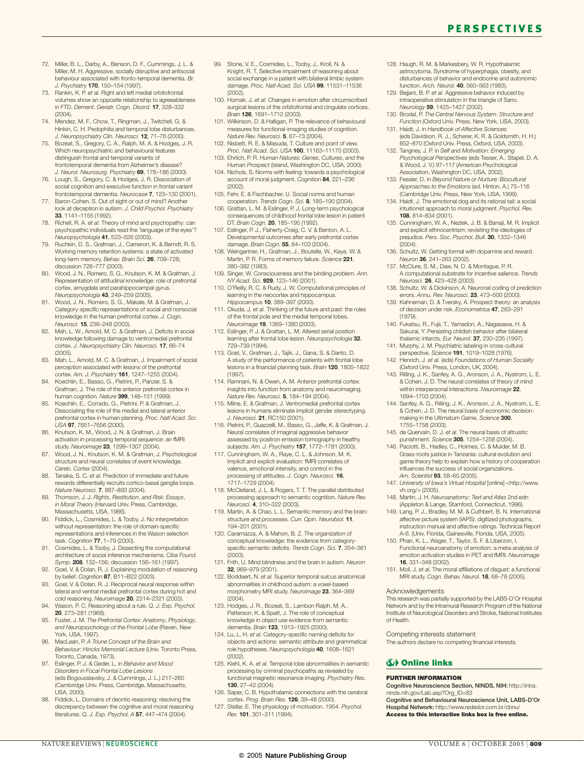72. Miller, B. L., Darby, A., Benson, D. F., Cummings, J. L. & Miller, M. H. Aggressive, socially disruptive and antisocial behaviour associated with fronto-temporal dementia. *Br. J. Psychiatry* **170**, 150–154 (1997).
73. Rankin, K. P. *et al.* Right and left medial orbitofrontal volumes show an opposite relationship to agreeableness in FTD. *Dement. Geriatr. Cogn. Disord.* **17**, 328–332 (2004).
74. Mendez, M. F., Chow, T., Ringman, J., Twitchell, G. & Hinkin, C. H. Pedophilia and temporal lobe disturbances. *J. Neuropsychiatry Clin. Neurosci.* **12**, 71–76 (2000).
75. Bozeat, S., Gregory, C. A., Ralph, M. A. & Hodges, J. R. Which neuropsychiatric and behavioural features distinguish frontal and temporal variants of frontotemporal dementia from Alzheimer's disease? *J. Neurol. Neurosurg. Psychiatry* **69**, 178–186 (2000).
76. Lough, S., Gregory, C. & Hodges, J. R. Dissociation of social cognition and executive function in frontal variant frontotemporal dementia. *Neurocase* **7**, 123–130 (2001).
77. Baron-Cohen, S. Out of sight or out of mind? Another look at deception in autism. *J. Child Psychol. Psychiatry* **33**, 1141–1155 (1992).
78. Richell, R. A. *et al.* Theory of mind and psychopathy: can psychopathic individuals read the 'language of the eyes'? *Neuropsychologia* **41**, 523–526 (2003).
79. Ruchkin, D. S., Grafman, J., Cameron, K. & Berndt, R. S. Working memory retention systems: a state of activated long-term memory. *Behav. Brain Sci.* **26**, 709–728; discussion 728–777 (2003).
80. Wood, J. N., Romero, S. G., Knutson, K. M. & Grafman, J. Representation of attitudinal knowledge: role of prefrontal cortex, amygdala and parahippocampal gyrus. *Neuropsychologia* **43**, 249–259 (2005).
81. Wood, J. N., Romero, S. G., Makale, M. & Grafman, J. Category-specific representations of social and nonsocial knowledge in the human prefrontal cortex. *J. Cogn. Neurosci.* **15**, 236–248 (2003).
82. Mah, L. W., Arnold, M. C. & Grafman, J. Deficits in social knowledge following damage to ventromedial prefrontal cortex. *J. Neuropsychiatry Clin. Neurosci.* **17**, 66–74 (2005).
83. Mah, L., Arnold, M. C. & Grafman, J. Impairment of social perception associated with lesions of the prefrontal cortex. *Am. J. Psychiatry* **161**, 1247–1255 (2004).
84. Koechlin, E., Basso, G., Pietrini, P., Panzer, S. & Grafman, J. The role of the anterior prefrontal cortex in human cognition. *Nature* **399**, 148–151 (1999).
85. Koechlin, E., Corrado, G., Pietrini, P. & Grafman, J. Dissociating the role of the medial and lateral anterior prefrontal cortex in human planning. *Proc. Natl Acad. Sci. USA* **97**, 7651–7656 (2000).
86. Knutson, K. M., Wood, J. N. & Grafman, J. Brain activation in processing temporal sequence: an fMRI study. *Neuroimage* **23**, 1299–1307 (2004).
87. Wood, J. N., Knutson, K. M. & Grafman, J. Psychological structure and neural correlates of event knowledge. *Cereb. Cortex* (2004).
88. Tanaka, S. C. *et al.* Prediction of immediate and future rewards differentially recruits cortico-basal ganglia loops. *Nature Neurosci.* **7**, 887–893 (2004).
89. Thomson, J. J. *Rights, Restitution, and Risk: Essays, in Moral Theory* (Harvard Univ. Press, Cambridge, Massachusetts, USA, 1986).
90. Fiddick, L., Cosmides, L. & Tooby, J. No interpretation without representation: the role of domain-specific representations and inferences in the Wason selection task. *Cognition* **77**, 1–79 (2000).
91. Cosmides, L. & Tooby, J. Dissecting the computational architecture of social inference mechanisms. *Ciba Found. Symp.* **208**, 132–156; discussion 156–161 (1997).
92. Goel, V. & Dolan, R. J. Explaining modulation of reasoning by belief. *Cognition* **87**, B11–B22 (2003).
93. Goel, V. & Dolan, R. J. Reciprocal neural response within lateral and ventral medial prefrontal cortex during hot and cold reasoning. *Neuroimage* **20**, 2314–2321 (2003).
94. Wason, P. C. Reasoning about a rule. *Q. J. Exp. Psychol.* **20**, 273–281 (1968).
95. Fuster, J. M. *The Prefrontal Cortex: Anatomy, Physiology, and Neuropsychology of the Frontal Lobe* (Raven, New York, USA, 1997).
96. MacLean, P. *A Triune Concept of the Brain and Behaviour: Hincks Memorial Lecture* (Univ. Toronto Press, Toronto, Canada, 1973).
97. Eslinger, P. J. & Geder, L. in *Behavior and Mood Disorders in Focal Frontal Lobe Lesions* (eds Bogousslavsky, J. & Cummings, J. L.) 217–260 (Cambridge Univ. Press, Cambridge, Massachusetts, USA, 2000).
98. Fiddick, L. Domains of deontic reasoning: resolving the discrepancy between the cognitive and moral reasoning literatures. *Q. J. Exp. Psychol. A* **57**, 447–474 (2004).
99. Stone, V. E., Cosmides, L., Tooby, J., Kroll, N. & Knight, R. T. Selective impairment of reasoning about social exchange in a patient with bilateral limbic system damage. *Proc. Natl Acad. Sci. USA* **99**, 11531–11536 (2002).
100. Hornak, J. *et al.* Changes in emotion after circumscribed surgical lesions of the orbitofrontal and cingulate cortices. *Brain* **126**, 1691–1712 (2003).
101. Wilkinson, D. & Halligan, P. The relevance of behavioural measures for functional-imaging studies of cognition. *Nature Rev. Neurosci.* **5**, 67–73 (2004).
102. Nisbett, R. E. & Masuda, T. Culture and point of view. *Proc. Natl Acad. Sci. USA* **100**, 11163–11170 (2003).
103. Ehrlich, P. R. *Human Natures: Genes, Cultures, and the Human Prospect* (Island, Washington DC, USA, 2000).
104. Nichols, S. Norms with feeling: towards a psychological account of moral judgment. *Cognition* **84**, 221–236 (2002).
105. Fehr, E. & Fischbacher, U. Social norms and human cooperation. *Trends Cogn. Sci.* **8**, 185–190 (2004).
106. Grattan, L. M. & Eslinger, P. J. Long-term psychological consequences of childhood frontal lobe lesion in patient DT. *Brain Cogn.* **20**, 185–195 (1992).
107. Eslinger, P. J., Flaherty-Craig, C. V. & Benton, A. L. Developmental outcomes after early prefrontal cortex damage. *Brain Cogn.* **55**, 84–103 (2004).
108. Weingartner, H., Grafman, J., Boutelle, W., Kaye, W. & Martin, P. R. Forms of memory failure. *Science* **221**, 380–382 (1983).
109. Singer, W. Consciousness and the binding problem. *Ann. NY Acad. Sci.* **929**, 123–146 (2001).
110. O'Reilly, R. C. & Rudy, J. W. Computational principles of learning in the neocortex and hippocampus. *Hippocampus* **10**, 389–397 (2000).
111. Okuda, J. *et al.* Thinking of the future and past: the roles of the frontal pole and the medial temporal lobes. *Neuroimage* **19**, 1369–1380 (2003).
112. Eslinger, P. J. & Grattan, L. M. Altered serial position learning after frontal lobe lesion. *Neuropsychologia* **32**, 729–739 (1994).
113. Goel, V., Grafman, J., Tajik, J., Gana, S. & Danto, D. A study of the performance of patients with frontal lobe lesions in a financial planning task. *Brain* **120**, 1805–1822 (1997).
114. Ramnani, N. & Owen, A. M. Anterior prefrontal cortex: insights into function from anatomy and neuroimaging. *Nature Rev. Neurosci.* **5**, 184–194 (2004).
115. Milne, E. & Grafman, J. Ventromedial prefrontal cortex lesions in humans eliminate implicit gender stereotyping. *J. Neurosci.* **21**, RC150 (2001).
116. Pietrini, P., Guazzelli, M., Basso, G., Jaffe, K. & Grafman, J. Neural correlates of imaginal aggressive behavior assessed by positron emission tomography in healthy subjects. *Am. J. Psychiatry* **157**, 1772–1781 (2000).
117. Cunningham, W. A., Raye, C. L. & Johnson, M. K. Implicit and explicit evaluation: fMRI correlates of valence, emotional intensity, and control in the processing of attitudes. *J. Cogn. Neurosci.* **16**, 1717–1729 (2004).
118. McClelland, J. L. & Rogers, T. T. The parallel distributed processing approach to semantic cognition. *Nature Rev. Neurosci.* **4**, 310–322 (2003).
119. Martin, A. & Chao, L. L. Semantic memory and the brain: structure and processes. *Curr. Opin. Neurobiol.* **11**, 194–201 (2001).
120. Caramazza, A. & Mahon, B. Z. The organization of conceptual knowledge: the evidence from category-specific semantic deficits. *Trends Cogn. Sci.* **7**, 354–361 (2003).
121. Frith, U. Mind blindness and the brain in autism. *Neuron* **32**, 969–979 (2001).
122. Boddaert, N. *et al.* Superior temporal sulcus anatomical abnormalities in childhood autism: a voxel-based morphometry MRI study. *Neuroimage* **23**, 364–369 (2004).
123. Hodges, J. R., Bozeat, S., Lambon Ralph, M. A., Patterson, K. & Spatt, J. The role of conceptual knowledge in object use evidence from semantic dementia. *Brain* **123**, 1913–1925 (2000).
124. Lu, L. H. *et al.* Category-specific naming deficits for objects and actions: semantic attribute and grammatical role hypotheses. *Neuropsychologia* **40**, 1608–1621 (2002).
125. Kiehl, K. A. *et al.* Temporal lobe abnormalities in semantic processing by criminal psychopaths as revealed by functional magnetic resonance imaging. *Psychiatry Res.* **130**, 27–42 (2004).
126. Saper, C. B. Hypothalamic connections with the cerebral cortex. *Prog. Brain Res.* **126**, 39–48 (2000).
127. Stellar, E. The physiology of motivation. 1954. *Psychol. Rev.* **101**, 301–311 (1994).
128. Haugh, R. M. & Markesbery, W. R. Hypothalamic astrocytoma. Syndrome of hyperphagia, obesity, and disturbances of behavior and endocrine and autonomic function. *Arch. Neurol.* **40**, 560–563 (1983).
129. Bejjani, B. P. *et al.* Aggressive behavior induced by intraoperative stimulation in the triangle of Sano. *Neurology* **59**, 1425–1427 (2002).
130. Brodal, P. *The Central Nervous System: Structure and Function* (Oxford Univ. Press, New York, USA, 2003).
131. Haidt, J. in *Handbook of Affective Sciences* (eds Davidson, R. J., Scherer, K. R. & Goldsmith, H. H.) 852–870 (Oxford Univ. Press, Oxford, USA, 2003).
132. Tangney, J. P. in *Self and Motivation: Emerging Psychological Perspectives* (eds Tesser, A., Stapel, D. A. & Wood, J. V.) 97–117 (American Psychological Association, Washington DC, USA, 2002).
133. Fessler, D. in *Beyond Nature or Nurture: Biocultural Approaches to the Emotions* (ed. Hinton, A.) 75–116 (Cambridge Univ. Press, New York, USA, 1999).
134. Haidt, J. The emotional dog and its rational tail: a social intuitionist approach to moral judgment. *Psychol. Rev.* **108**, 814–834 (2001).
135. Cunningham, W. A., Nezlek, J. B. & Banaji, M. R. Implicit and explicit ethnocentrism: revisiting the ideologies of prejudice. *Pers. Soc. Psychol. Bull.* **30**, 1332–1346 (2004).
136. Schultz, W. Getting formal with dopamine and reward. *Neuron* **36**, 241–263 (2002).
137. McClure, S. M., Daw, N. D. & Montague, P. R. A computational substrate for incentive salience. *Trends Neurosci.* **26**, 423–428 (2003).
138. Schultz, W. & Dickinson, A. Neuronal coding of prediction errors. *Annu. Rev. Neurosci.* **23**, 473–500 (2000).
139. Kahneman, D. & Tversky, A. Prospect theory: an analysis of decision under risk. *Econometrica* **47**, 263–291 (1979).
140. Fukatsu, R., Fujii, T., Yamadori, A., Nagasawa, H. & Sakurai, Y. Persisting childish behavior after bilateral thalamic infarcts. *Eur. Neurol.* **37**, 230–235 (1997).
141. Murphy, J. M. Psychiatric labeling in cross-cultural perspective. *Science* **191**, 1019–1028 (1976).
142. Henrich, J. *et al.* (eds) *Foundations of Human Sociality* (Oxford Univ. Press, London, UK, 2004).
143. Rilling, J. K., Sanfey, A. G., Aronson, J. A., Nystrom, L. E. & Cohen, J. D. The neural correlates of theory of mind within interpersonal interactions. *Neuroimage* **22**, 1694–1703 (2004).
144. Sanfey, A. G., Rilling, J. K., Aronson, J. A., Nystrom, L. E. & Cohen, J. D. The neural basis of economic decision-making in the Ultimatum Game. *Science* **300**, 1755–1758 (2003).
145. de Quervain, D. J. *et al.* The neural basis of altruistic punishment. *Science* **305**, 1254–1258 (2004).
146. Paciotti, B., Hadley, C., Holmes, C. & Mulder, M. B. Grass-roots justice in Tanzania: cultural evolution and game theory help to explain how a history of cooperation influences the success of social organizations. *Am. Scientist* **93**, 58–65 (2005).
147. *University of Iowa's Virtual Hospital* [online] <http://www.vh.org/> (2005).
148. Martin, J. H. *Neuroanatomy: Text and Atlas* 2nd edn (Appleton & Lange, Stamford, Connecticut, USA, 1996).
149. Lang, P. J., Bradley, M. M. & Cuthbert, B. N. International affective picture system (IAPS): digitized photographs, instruction manual and affective ratings. Technical Report A-6. (Univ. Florida, Gainesville, Florida, USA, 2005).
150. Phan, K. L., Wager, T., Taylor, S. F. & Liberzon, I. Functional neuroanatomy of emotion: a meta-analysis of emotion activation studies in PET and fMRI. *Neuroimage* **16**, 331–348 (2002).
151. Moll, J. *et al.* The moral affiliations of disgust: a functional MRI study. *Cogn. Behav. Neurol.* **18**, 68–78 (2005).

### Acknowledgements

This research was partially supported by the LABS-D'Or Hospital Network and by the Intramural Research Program of the National Institute of Neurological Disorders and Stroke, National Institutes of Health.

### Competing interests statement

The authors declare no competing financial interests.

## Online links

**FURTHER INFORMATION**

**Cognitive Neuroscience Section, NINDS, NIH:** http://intra.ninds.nih.gov/Lab.asp?Org_ID=83

**Cognitive and Behavioural Neuroscience Unit, LABS-D'Or Hospital Network:** http://www.rededor.com.br/cbnu/

**Access to this interactive links box is free online.**